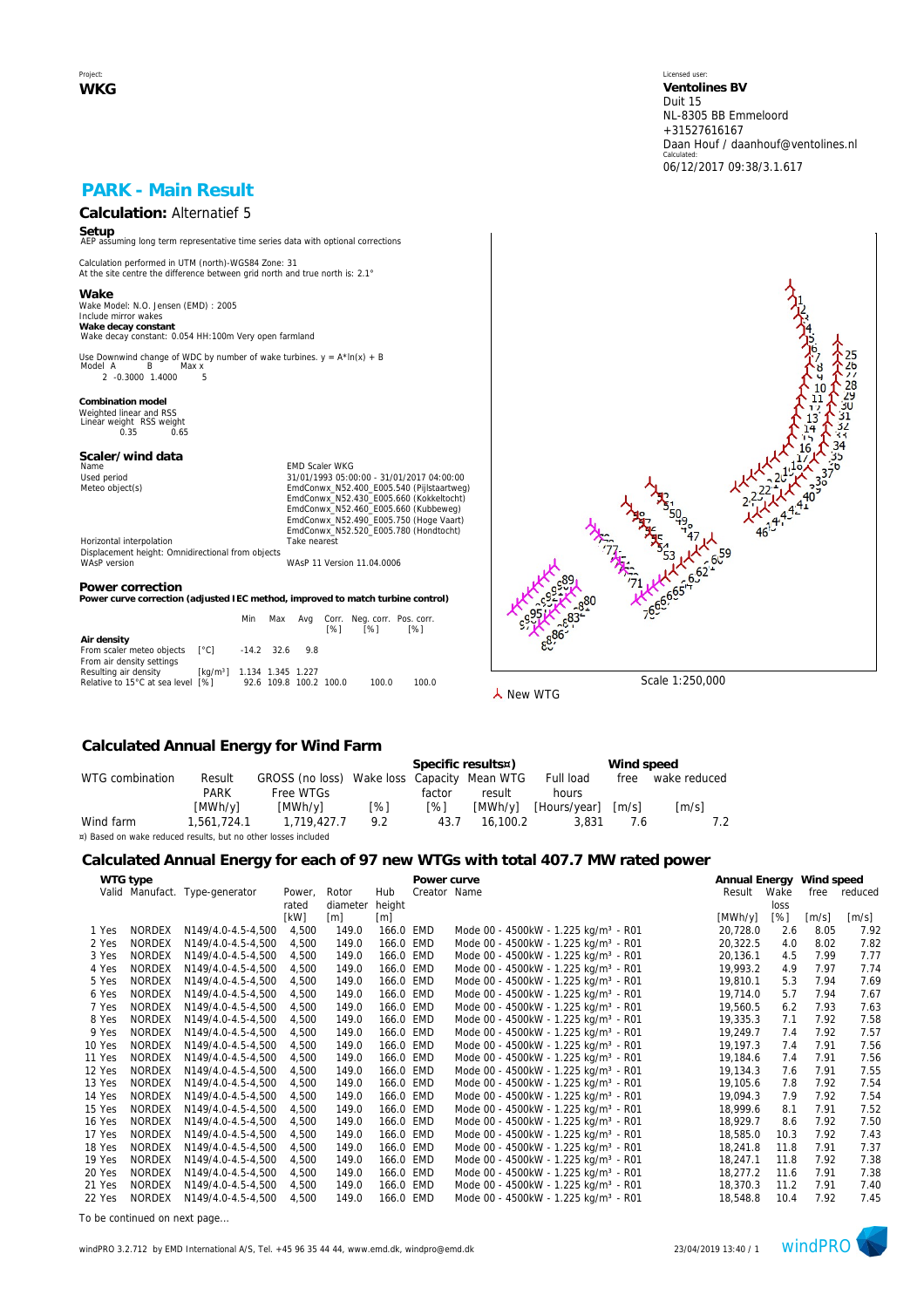Project:
**WKG**

Licensed user:
**Ventolines BV**
Duit 15
NL-8305 BB Emmeloord
+31527616167
Daan Houf / daanhouf@ventolines.nl
Calculated:
06/12/2017 09:38/3.1.617

# PARK - Main Result

## Calculation: Alternatief 5

**Setup**
AEP assuming long term representative time series data with optional corrections

Calculation performed in UTM (north)-WGS84 Zone: 31
At the site centre the difference between grid north and true north is: 2.1°

**Wake**
Wake Model: N.O. Jensen (EMD) : 2005
Include mirror wakes
**Wake decay constant**
Wake decay constant: 0.054 HH:100m Very open farmland

Use Downwind change of WDC by number of wake turbines. y = A*ln(x) + B

| Model | A | B | Max x |
|---|---|---|---|
| 2 | -0.3000 | 1.4000 | 5 |

**Combination model**

| Weighted linear and RSS | |
|---|---|
| Linear weight | RSS weight |
| 0.35 | 0.65 |

**Scaler/wind data**

| | |
|---|---|
| Name | EMD Scaler WKG |
| Used period | 31/01/1993 05:00:00 - 31/01/2017 04:00:00 |
| Meteo object(s) | EmdConwx_N52.400_E005.540 (Pijlstaartweg) |
| | EmdConwx_N52.430_E005.660 (Kokkeltocht) |
| | EmdConwx_N52.460_E005.660 (Kubbeweg) |
| | EmdConwx_N52.490_E005.750 (Hoge Vaart) |
| | EmdConwx_N52.520_E005.780 (Hondtocht) |
| Horizontal interpolation | Take nearest |
| Displacement height: Omnidirectional from objects | |
| WAsP version | WAsP 11 Version 11.04.0006 |

**Power correction**
**Power curve correction (adjusted IEC method, improved to match turbine control)**

| | | Min | Max | Avg | Corr. [%] | Neg. corr. [%] | Pos. corr. [%] |
|---|---|---|---|---|---|---|---|
| **Air density** | | | | | | | |
| From scaler meteo objects | [°C] | -14.2 | 32.6 | 9.8 | | | |
| From air density settings | | | | | | | |
| Resulting air density | [kg/m³] | 1.134 | 1.345 | 1.227 | | | |
| Relative to 15°C at sea level | [%] | 92.6 | 109.8 | 100.2 | 100.0 | 100.0 | 100.0 |

Scale 1:250,000
New WTG

## Calculated Annual Energy for Wind Farm

| WTG combination | Result PARK [MWh/y] | GROSS (no loss) Free WTGs [MWh/y] | Wake loss [%] | Specific results¤) Capacity factor [%] | Mean WTG result [MWh/y] | Full load hours [Hours/year] | Wind speed free [m/s] | Wind speed wake reduced [m/s] |
|---|---|---|---|---|---|---|---|---|
| Wind farm | 1,561,724.1 | 1,719,427.7 | 9.2 | 43.7 | 16,100.2 | 3,831 | 7.6 | 7.2 |

¤) Based on wake reduced results, but no other losses included

## Calculated Annual Energy for each of 97 new WTGs with total 407.7 MW rated power

| | Valid | Manufact. | Type-generator | Power, rated [kW] | Rotor diameter [m] | Hub height [m] | Power curve Creator | Power curve Name | Annual Energy Result [MWh/y] | Wake loss [%] | Wind speed free [m/s] | Wind speed reduced [m/s] |
|---|---|---|---|---|---|---|---|---|---|---|---|---|
| 1 | Yes | NORDEX | N149/4.0-4.5-4,500 | 4,500 | 149.0 | 166.0 | EMD | Mode 00 - 4500kW - 1.225 kg/m³ - R01 | 20,728.0 | 2.6 | 8.05 | 7.92 |
| 2 | Yes | NORDEX | N149/4.0-4.5-4,500 | 4,500 | 149.0 | 166.0 | EMD | Mode 00 - 4500kW - 1.225 kg/m³ - R01 | 20,322.5 | 4.0 | 8.02 | 7.82 |
| 3 | Yes | NORDEX | N149/4.0-4.5-4,500 | 4,500 | 149.0 | 166.0 | EMD | Mode 00 - 4500kW - 1.225 kg/m³ - R01 | 20,136.1 | 4.5 | 7.99 | 7.77 |
| 4 | Yes | NORDEX | N149/4.0-4.5-4,500 | 4,500 | 149.0 | 166.0 | EMD | Mode 00 - 4500kW - 1.225 kg/m³ - R01 | 19,993.2 | 4.9 | 7.97 | 7.74 |
| 5 | Yes | NORDEX | N149/4.0-4.5-4,500 | 4,500 | 149.0 | 166.0 | EMD | Mode 00 - 4500kW - 1.225 kg/m³ - R01 | 19,810.1 | 5.3 | 7.94 | 7.69 |
| 6 | Yes | NORDEX | N149/4.0-4.5-4,500 | 4,500 | 149.0 | 166.0 | EMD | Mode 00 - 4500kW - 1.225 kg/m³ - R01 | 19,714.0 | 5.7 | 7.94 | 7.67 |
| 7 | Yes | NORDEX | N149/4.0-4.5-4,500 | 4,500 | 149.0 | 166.0 | EMD | Mode 00 - 4500kW - 1.225 kg/m³ - R01 | 19,560.5 | 6.2 | 7.93 | 7.63 |
| 8 | Yes | NORDEX | N149/4.0-4.5-4,500 | 4,500 | 149.0 | 166.0 | EMD | Mode 00 - 4500kW - 1.225 kg/m³ - R01 | 19,335.3 | 7.1 | 7.92 | 7.58 |
| 9 | Yes | NORDEX | N149/4.0-4.5-4,500 | 4,500 | 149.0 | 166.0 | EMD | Mode 00 - 4500kW - 1.225 kg/m³ - R01 | 19,249.7 | 7.4 | 7.92 | 7.57 |
| 10 | Yes | NORDEX | N149/4.0-4.5-4,500 | 4,500 | 149.0 | 166.0 | EMD | Mode 00 - 4500kW - 1.225 kg/m³ - R01 | 19,197.3 | 7.4 | 7.91 | 7.56 |
| 11 | Yes | NORDEX | N149/4.0-4.5-4,500 | 4,500 | 149.0 | 166.0 | EMD | Mode 00 - 4500kW - 1.225 kg/m³ - R01 | 19,184.6 | 7.4 | 7.91 | 7.56 |
| 12 | Yes | NORDEX | N149/4.0-4.5-4,500 | 4,500 | 149.0 | 166.0 | EMD | Mode 00 - 4500kW - 1.225 kg/m³ - R01 | 19,134.3 | 7.6 | 7.91 | 7.55 |
| 13 | Yes | NORDEX | N149/4.0-4.5-4,500 | 4,500 | 149.0 | 166.0 | EMD | Mode 00 - 4500kW - 1.225 kg/m³ - R01 | 19,105.6 | 7.8 | 7.92 | 7.54 |
| 14 | Yes | NORDEX | N149/4.0-4.5-4,500 | 4,500 | 149.0 | 166.0 | EMD | Mode 00 - 4500kW - 1.225 kg/m³ - R01 | 19,094.3 | 7.9 | 7.92 | 7.54 |
| 15 | Yes | NORDEX | N149/4.0-4.5-4,500 | 4,500 | 149.0 | 166.0 | EMD | Mode 00 - 4500kW - 1.225 kg/m³ - R01 | 18,999.6 | 8.1 | 7.91 | 7.52 |
| 16 | Yes | NORDEX | N149/4.0-4.5-4,500 | 4,500 | 149.0 | 166.0 | EMD | Mode 00 - 4500kW - 1.225 kg/m³ - R01 | 18,929.7 | 8.6 | 7.92 | 7.50 |
| 17 | Yes | NORDEX | N149/4.0-4.5-4,500 | 4,500 | 149.0 | 166.0 | EMD | Mode 00 - 4500kW - 1.225 kg/m³ - R01 | 18,585.0 | 10.3 | 7.92 | 7.43 |
| 18 | Yes | NORDEX | N149/4.0-4.5-4,500 | 4,500 | 149.0 | 166.0 | EMD | Mode 00 - 4500kW - 1.225 kg/m³ - R01 | 18,241.8 | 11.8 | 7.91 | 7.37 |
| 19 | Yes | NORDEX | N149/4.0-4.5-4,500 | 4,500 | 149.0 | 166.0 | EMD | Mode 00 - 4500kW - 1.225 kg/m³ - R01 | 18,247.1 | 11.8 | 7.92 | 7.38 |
| 20 | Yes | NORDEX | N149/4.0-4.5-4,500 | 4,500 | 149.0 | 166.0 | EMD | Mode 00 - 4500kW - 1.225 kg/m³ - R01 | 18,277.2 | 11.6 | 7.91 | 7.38 |
| 21 | Yes | NORDEX | N149/4.0-4.5-4,500 | 4,500 | 149.0 | 166.0 | EMD | Mode 00 - 4500kW - 1.225 kg/m³ - R01 | 18,370.3 | 11.2 | 7.91 | 7.40 |
| 22 | Yes | NORDEX | N149/4.0-4.5-4,500 | 4,500 | 149.0 | 166.0 | EMD | Mode 00 - 4500kW - 1.225 kg/m³ - R01 | 18,548.8 | 10.4 | 7.92 | 7.45 |

To be continued on next page...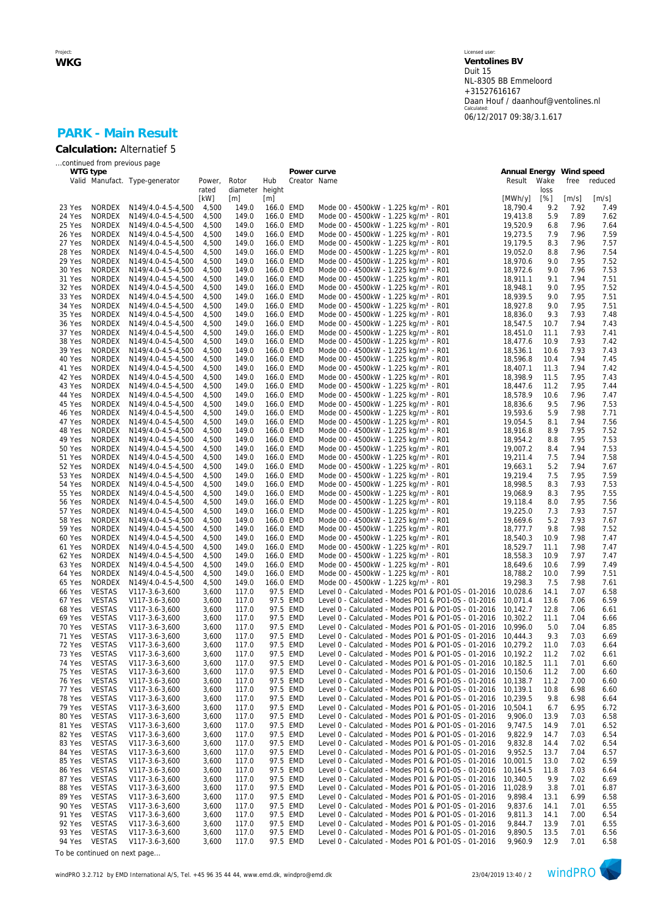Project:
**WKG**

Licensed user:
**Ventolines BV**
Duit 15
NL-8305 BB Emmeloord
+31527616167
Daan Houf / daanhouf@ventolines.nl
Calculated:
06/12/2017 09:38/3.1.617

## PARK - Main Result

**Calculation:** Alternatief 5

...continued from previous page

| | WTG type | | | | | | Power curve | | Annual Energy | | Wind speed | |
|---|---|---|---|---|---|---|---|---|---|---|---|---|
| | Valid | Manufact. | Type-generator | Power, rated | Rotor diameter | Hub height | Creator | Name | Result | Wake loss | free | reduced |
| | | | | [kW] | [m] | [m] | | | [MWh/y] | [%] | [m/s] | [m/s] |
| 23 | Yes | NORDEX | N149/4.0-4.5-4,500 | 4,500 | 149.0 | 166.0 | EMD | Mode 00 - 4500kW - 1.225 kg/m³ - R01 | 18,790.4 | 9.2 | 7.92 | 7.49 |
| 24 | Yes | NORDEX | N149/4.0-4.5-4,500 | 4,500 | 149.0 | 166.0 | EMD | Mode 00 - 4500kW - 1.225 kg/m³ - R01 | 19,413.8 | 5.9 | 7.89 | 7.62 |
| 25 | Yes | NORDEX | N149/4.0-4.5-4,500 | 4,500 | 149.0 | 166.0 | EMD | Mode 00 - 4500kW - 1.225 kg/m³ - R01 | 19,520.9 | 6.8 | 7.96 | 7.64 |
| 26 | Yes | NORDEX | N149/4.0-4.5-4,500 | 4,500 | 149.0 | 166.0 | EMD | Mode 00 - 4500kW - 1.225 kg/m³ - R01 | 19,273.5 | 7.9 | 7.96 | 7.59 |
| 27 | Yes | NORDEX | N149/4.0-4.5-4,500 | 4,500 | 149.0 | 166.0 | EMD | Mode 00 - 4500kW - 1.225 kg/m³ - R01 | 19,179.5 | 8.3 | 7.96 | 7.57 |
| 28 | Yes | NORDEX | N149/4.0-4.5-4,500 | 4,500 | 149.0 | 166.0 | EMD | Mode 00 - 4500kW - 1.225 kg/m³ - R01 | 19,052.0 | 8.8 | 7.96 | 7.54 |
| 29 | Yes | NORDEX | N149/4.0-4.5-4,500 | 4,500 | 149.0 | 166.0 | EMD | Mode 00 - 4500kW - 1.225 kg/m³ - R01 | 18,970.6 | 9.0 | 7.95 | 7.52 |
| 30 | Yes | NORDEX | N149/4.0-4.5-4,500 | 4,500 | 149.0 | 166.0 | EMD | Mode 00 - 4500kW - 1.225 kg/m³ - R01 | 18,972.6 | 9.0 | 7.96 | 7.53 |
| 31 | Yes | NORDEX | N149/4.0-4.5-4,500 | 4,500 | 149.0 | 166.0 | EMD | Mode 00 - 4500kW - 1.225 kg/m³ - R01 | 18,911.1 | 9.1 | 7.94 | 7.51 |
| 32 | Yes | NORDEX | N149/4.0-4.5-4,500 | 4,500 | 149.0 | 166.0 | EMD | Mode 00 - 4500kW - 1.225 kg/m³ - R01 | 18,948.1 | 9.0 | 7.95 | 7.52 |
| 33 | Yes | NORDEX | N149/4.0-4.5-4,500 | 4,500 | 149.0 | 166.0 | EMD | Mode 00 - 4500kW - 1.225 kg/m³ - R01 | 18,939.5 | 9.0 | 7.95 | 7.51 |
| 34 | Yes | NORDEX | N149/4.0-4.5-4,500 | 4,500 | 149.0 | 166.0 | EMD | Mode 00 - 4500kW - 1.225 kg/m³ - R01 | 18,927.8 | 9.0 | 7.95 | 7.51 |
| 35 | Yes | NORDEX | N149/4.0-4.5-4,500 | 4,500 | 149.0 | 166.0 | EMD | Mode 00 - 4500kW - 1.225 kg/m³ - R01 | 18,836.0 | 9.3 | 7.93 | 7.48 |
| 36 | Yes | NORDEX | N149/4.0-4.5-4,500 | 4,500 | 149.0 | 166.0 | EMD | Mode 00 - 4500kW - 1.225 kg/m³ - R01 | 18,547.5 | 10.7 | 7.94 | 7.43 |
| 37 | Yes | NORDEX | N149/4.0-4.5-4,500 | 4,500 | 149.0 | 166.0 | EMD | Mode 00 - 4500kW - 1.225 kg/m³ - R01 | 18,451.0 | 11.1 | 7.93 | 7.41 |
| 38 | Yes | NORDEX | N149/4.0-4.5-4,500 | 4,500 | 149.0 | 166.0 | EMD | Mode 00 - 4500kW - 1.225 kg/m³ - R01 | 18,477.6 | 10.9 | 7.93 | 7.42 |
| 39 | Yes | NORDEX | N149/4.0-4.5-4,500 | 4,500 | 149.0 | 166.0 | EMD | Mode 00 - 4500kW - 1.225 kg/m³ - R01 | 18,536.1 | 10.6 | 7.93 | 7.43 |
| 40 | Yes | NORDEX | N149/4.0-4.5-4,500 | 4,500 | 149.0 | 166.0 | EMD | Mode 00 - 4500kW - 1.225 kg/m³ - R01 | 18,596.8 | 10.4 | 7.94 | 7.45 |
| 41 | Yes | NORDEX | N149/4.0-4.5-4,500 | 4,500 | 149.0 | 166.0 | EMD | Mode 00 - 4500kW - 1.225 kg/m³ - R01 | 18,407.1 | 11.3 | 7.94 | 7.42 |
| 42 | Yes | NORDEX | N149/4.0-4.5-4,500 | 4,500 | 149.0 | 166.0 | EMD | Mode 00 - 4500kW - 1.225 kg/m³ - R01 | 18,398.9 | 11.5 | 7.95 | 7.43 |
| 43 | Yes | NORDEX | N149/4.0-4.5-4,500 | 4,500 | 149.0 | 166.0 | EMD | Mode 00 - 4500kW - 1.225 kg/m³ - R01 | 18,447.6 | 11.2 | 7.95 | 7.44 |
| 44 | Yes | NORDEX | N149/4.0-4.5-4,500 | 4,500 | 149.0 | 166.0 | EMD | Mode 00 - 4500kW - 1.225 kg/m³ - R01 | 18,578.9 | 10.6 | 7.96 | 7.47 |
| 45 | Yes | NORDEX | N149/4.0-4.5-4,500 | 4,500 | 149.0 | 166.0 | EMD | Mode 00 - 4500kW - 1.225 kg/m³ - R01 | 18,836.6 | 9.5 | 7.96 | 7.53 |
| 46 | Yes | NORDEX | N149/4.0-4.5-4,500 | 4,500 | 149.0 | 166.0 | EMD | Mode 00 - 4500kW - 1.225 kg/m³ - R01 | 19,593.6 | 5.9 | 7.98 | 7.71 |
| 47 | Yes | NORDEX | N149/4.0-4.5-4,500 | 4,500 | 149.0 | 166.0 | EMD | Mode 00 - 4500kW - 1.225 kg/m³ - R01 | 19,054.5 | 8.1 | 7.94 | 7.56 |
| 48 | Yes | NORDEX | N149/4.0-4.5-4,500 | 4,500 | 149.0 | 166.0 | EMD | Mode 00 - 4500kW - 1.225 kg/m³ - R01 | 18,916.8 | 8.9 | 7.95 | 7.52 |
| 49 | Yes | NORDEX | N149/4.0-4.5-4,500 | 4,500 | 149.0 | 166.0 | EMD | Mode 00 - 4500kW - 1.225 kg/m³ - R01 | 18,954.2 | 8.8 | 7.95 | 7.53 |
| 50 | Yes | NORDEX | N149/4.0-4.5-4,500 | 4,500 | 149.0 | 166.0 | EMD | Mode 00 - 4500kW - 1.225 kg/m³ - R01 | 19,007.2 | 8.4 | 7.94 | 7.53 |
| 51 | Yes | NORDEX | N149/4.0-4.5-4,500 | 4,500 | 149.0 | 166.0 | EMD | Mode 00 - 4500kW - 1.225 kg/m³ - R01 | 19,211.4 | 7.5 | 7.94 | 7.58 |
| 52 | Yes | NORDEX | N149/4.0-4.5-4,500 | 4,500 | 149.0 | 166.0 | EMD | Mode 00 - 4500kW - 1.225 kg/m³ - R01 | 19,663.1 | 5.2 | 7.94 | 7.67 |
| 53 | Yes | NORDEX | N149/4.0-4.5-4,500 | 4,500 | 149.0 | 166.0 | EMD | Mode 00 - 4500kW - 1.225 kg/m³ - R01 | 19,219.4 | 7.5 | 7.95 | 7.59 |
| 54 | Yes | NORDEX | N149/4.0-4.5-4,500 | 4,500 | 149.0 | 166.0 | EMD | Mode 00 - 4500kW - 1.225 kg/m³ - R01 | 18,998.5 | 8.3 | 7.93 | 7.53 |
| 55 | Yes | NORDEX | N149/4.0-4.5-4,500 | 4,500 | 149.0 | 166.0 | EMD | Mode 00 - 4500kW - 1.225 kg/m³ - R01 | 19,068.9 | 8.3 | 7.95 | 7.55 |
| 56 | Yes | NORDEX | N149/4.0-4.5-4,500 | 4,500 | 149.0 | 166.0 | EMD | Mode 00 - 4500kW - 1.225 kg/m³ - R01 | 19,118.4 | 8.0 | 7.95 | 7.56 |
| 57 | Yes | NORDEX | N149/4.0-4.5-4,500 | 4,500 | 149.0 | 166.0 | EMD | Mode 00 - 4500kW - 1.225 kg/m³ - R01 | 19,225.0 | 7.3 | 7.93 | 7.57 |
| 58 | Yes | NORDEX | N149/4.0-4.5-4,500 | 4,500 | 149.0 | 166.0 | EMD | Mode 00 - 4500kW - 1.225 kg/m³ - R01 | 19,669.6 | 5.2 | 7.93 | 7.67 |
| 59 | Yes | NORDEX | N149/4.0-4.5-4,500 | 4,500 | 149.0 | 166.0 | EMD | Mode 00 - 4500kW - 1.225 kg/m³ - R01 | 18,777.7 | 9.8 | 7.98 | 7.52 |
| 60 | Yes | NORDEX | N149/4.0-4.5-4,500 | 4,500 | 149.0 | 166.0 | EMD | Mode 00 - 4500kW - 1.225 kg/m³ - R01 | 18,540.3 | 10.9 | 7.98 | 7.47 |
| 61 | Yes | NORDEX | N149/4.0-4.5-4,500 | 4,500 | 149.0 | 166.0 | EMD | Mode 00 - 4500kW - 1.225 kg/m³ - R01 | 18,529.7 | 11.1 | 7.98 | 7.47 |
| 62 | Yes | NORDEX | N149/4.0-4.5-4,500 | 4,500 | 149.0 | 166.0 | EMD | Mode 00 - 4500kW - 1.225 kg/m³ - R01 | 18,558.3 | 10.9 | 7.97 | 7.47 |
| 63 | Yes | NORDEX | N149/4.0-4.5-4,500 | 4,500 | 149.0 | 166.0 | EMD | Mode 00 - 4500kW - 1.225 kg/m³ - R01 | 18,649.6 | 10.6 | 7.99 | 7.49 |
| 64 | Yes | NORDEX | N149/4.0-4.5-4,500 | 4,500 | 149.0 | 166.0 | EMD | Mode 00 - 4500kW - 1.225 kg/m³ - R01 | 18,788.2 | 10.0 | 7.99 | 7.51 |
| 65 | Yes | NORDEX | N149/4.0-4.5-4,500 | 4,500 | 149.0 | 166.0 | EMD | Mode 00 - 4500kW - 1.225 kg/m³ - R01 | 19,298.3 | 7.5 | 7.98 | 7.61 |
| 66 | Yes | VESTAS | V117-3.6-3,600 | 3,600 | 117.0 | 97.5 | EMD | Level 0 - Calculated - Modes PO1 & PO1-0S - 01-2016 | 10,028.6 | 14.1 | 7.07 | 6.58 |
| 67 | Yes | VESTAS | V117-3.6-3,600 | 3,600 | 117.0 | 97.5 | EMD | Level 0 - Calculated - Modes PO1 & PO1-0S - 01-2016 | 10,071.4 | 13.6 | 7.06 | 6.59 |
| 68 | Yes | VESTAS | V117-3.6-3,600 | 3,600 | 117.0 | 97.5 | EMD | Level 0 - Calculated - Modes PO1 & PO1-0S - 01-2016 | 10,142.7 | 12.8 | 7.06 | 6.61 |
| 69 | Yes | VESTAS | V117-3.6-3,600 | 3,600 | 117.0 | 97.5 | EMD | Level 0 - Calculated - Modes PO1 & PO1-0S - 01-2016 | 10,302.2 | 11.1 | 7.04 | 6.66 |
| 70 | Yes | VESTAS | V117-3.6-3,600 | 3,600 | 117.0 | 97.5 | EMD | Level 0 - Calculated - Modes PO1 & PO1-0S - 01-2016 | 10,996.0 | 5.0 | 7.04 | 6.85 |
| 71 | Yes | VESTAS | V117-3.6-3,600 | 3,600 | 117.0 | 97.5 | EMD | Level 0 - Calculated - Modes PO1 & PO1-0S - 01-2016 | 10,444.3 | 9.3 | 7.03 | 6.69 |
| 72 | Yes | VESTAS | V117-3.6-3,600 | 3,600 | 117.0 | 97.5 | EMD | Level 0 - Calculated - Modes PO1 & PO1-0S - 01-2016 | 10,279.2 | 11.0 | 7.03 | 6.64 |
| 73 | Yes | VESTAS | V117-3.6-3,600 | 3,600 | 117.0 | 97.5 | EMD | Level 0 - Calculated - Modes PO1 & PO1-0S - 01-2016 | 10,192.2 | 11.2 | 7.02 | 6.61 |
| 74 | Yes | VESTAS | V117-3.6-3,600 | 3,600 | 117.0 | 97.5 | EMD | Level 0 - Calculated - Modes PO1 & PO1-0S - 01-2016 | 10,182.5 | 11.1 | 7.01 | 6.60 |
| 75 | Yes | VESTAS | V117-3.6-3,600 | 3,600 | 117.0 | 97.5 | EMD | Level 0 - Calculated - Modes PO1 & PO1-0S - 01-2016 | 10,150.6 | 11.2 | 7.00 | 6.60 |
| 76 | Yes | VESTAS | V117-3.6-3,600 | 3,600 | 117.0 | 97.5 | EMD | Level 0 - Calculated - Modes PO1 & PO1-0S - 01-2016 | 10,138.7 | 11.2 | 7.00 | 6.60 |
| 77 | Yes | VESTAS | V117-3.6-3,600 | 3,600 | 117.0 | 97.5 | EMD | Level 0 - Calculated - Modes PO1 & PO1-0S - 01-2016 | 10,139.1 | 10.8 | 6.98 | 6.60 |
| 78 | Yes | VESTAS | V117-3.6-3,600 | 3,600 | 117.0 | 97.5 | EMD | Level 0 - Calculated - Modes PO1 & PO1-0S - 01-2016 | 10,239.5 | 9.8 | 6.98 | 6.64 |
| 79 | Yes | VESTAS | V117-3.6-3,600 | 3,600 | 117.0 | 97.5 | EMD | Level 0 - Calculated - Modes PO1 & PO1-0S - 01-2016 | 10,504.1 | 6.7 | 6.95 | 6.72 |
| 80 | Yes | VESTAS | V117-3.6-3,600 | 3,600 | 117.0 | 97.5 | EMD | Level 0 - Calculated - Modes PO1 & PO1-0S - 01-2016 | 9,906.0 | 13.9 | 7.03 | 6.58 |
| 81 | Yes | VESTAS | V117-3.6-3,600 | 3,600 | 117.0 | 97.5 | EMD | Level 0 - Calculated - Modes PO1 & PO1-0S - 01-2016 | 9,747.5 | 14.9 | 7.01 | 6.52 |
| 82 | Yes | VESTAS | V117-3.6-3,600 | 3,600 | 117.0 | 97.5 | EMD | Level 0 - Calculated - Modes PO1 & PO1-0S - 01-2016 | 9,822.9 | 14.7 | 7.03 | 6.54 |
| 83 | Yes | VESTAS | V117-3.6-3,600 | 3,600 | 117.0 | 97.5 | EMD | Level 0 - Calculated - Modes PO1 & PO1-0S - 01-2016 | 9,832.8 | 14.4 | 7.02 | 6.54 |
| 84 | Yes | VESTAS | V117-3.6-3,600 | 3,600 | 117.0 | 97.5 | EMD | Level 0 - Calculated - Modes PO1 & PO1-0S - 01-2016 | 9,952.5 | 13.7 | 7.04 | 6.57 |
| 85 | Yes | VESTAS | V117-3.6-3,600 | 3,600 | 117.0 | 97.5 | EMD | Level 0 - Calculated - Modes PO1 & PO1-0S - 01-2016 | 10,001.5 | 13.0 | 7.02 | 6.59 |
| 86 | Yes | VESTAS | V117-3.6-3,600 | 3,600 | 117.0 | 97.5 | EMD | Level 0 - Calculated - Modes PO1 & PO1-0S - 01-2016 | 10,164.5 | 11.8 | 7.03 | 6.64 |
| 87 | Yes | VESTAS | V117-3.6-3,600 | 3,600 | 117.0 | 97.5 | EMD | Level 0 - Calculated - Modes PO1 & PO1-0S - 01-2016 | 10,340.5 | 9.9 | 7.02 | 6.69 |
| 88 | Yes | VESTAS | V117-3.6-3,600 | 3,600 | 117.0 | 97.5 | EMD | Level 0 - Calculated - Modes PO1 & PO1-0S - 01-2016 | 11,028.9 | 3.8 | 7.01 | 6.87 |
| 89 | Yes | VESTAS | V117-3.6-3,600 | 3,600 | 117.0 | 97.5 | EMD | Level 0 - Calculated - Modes PO1 & PO1-0S - 01-2016 | 9,898.4 | 13.1 | 6.99 | 6.58 |
| 90 | Yes | VESTAS | V117-3.6-3,600 | 3,600 | 117.0 | 97.5 | EMD | Level 0 - Calculated - Modes PO1 & PO1-0S - 01-2016 | 9,837.6 | 14.1 | 7.01 | 6.55 |
| 91 | Yes | VESTAS | V117-3.6-3,600 | 3,600 | 117.0 | 97.5 | EMD | Level 0 - Calculated - Modes PO1 & PO1-0S - 01-2016 | 9,811.3 | 14.1 | 7.00 | 6.54 |
| 92 | Yes | VESTAS | V117-3.6-3,600 | 3,600 | 117.0 | 97.5 | EMD | Level 0 - Calculated - Modes PO1 & PO1-0S - 01-2016 | 9,844.7 | 13.9 | 7.01 | 6.55 |
| 93 | Yes | VESTAS | V117-3.6-3,600 | 3,600 | 117.0 | 97.5 | EMD | Level 0 - Calculated - Modes PO1 & PO1-0S - 01-2016 | 9,890.5 | 13.5 | 7.01 | 6.56 |
| 94 | Yes | VESTAS | V117-3.6-3,600 | 3,600 | 117.0 | 97.5 | EMD | Level 0 - Calculated - Modes PO1 & PO1-0S - 01-2016 | 9,960.9 | 12.9 | 7.01 | 6.58 |

To be continued on next page...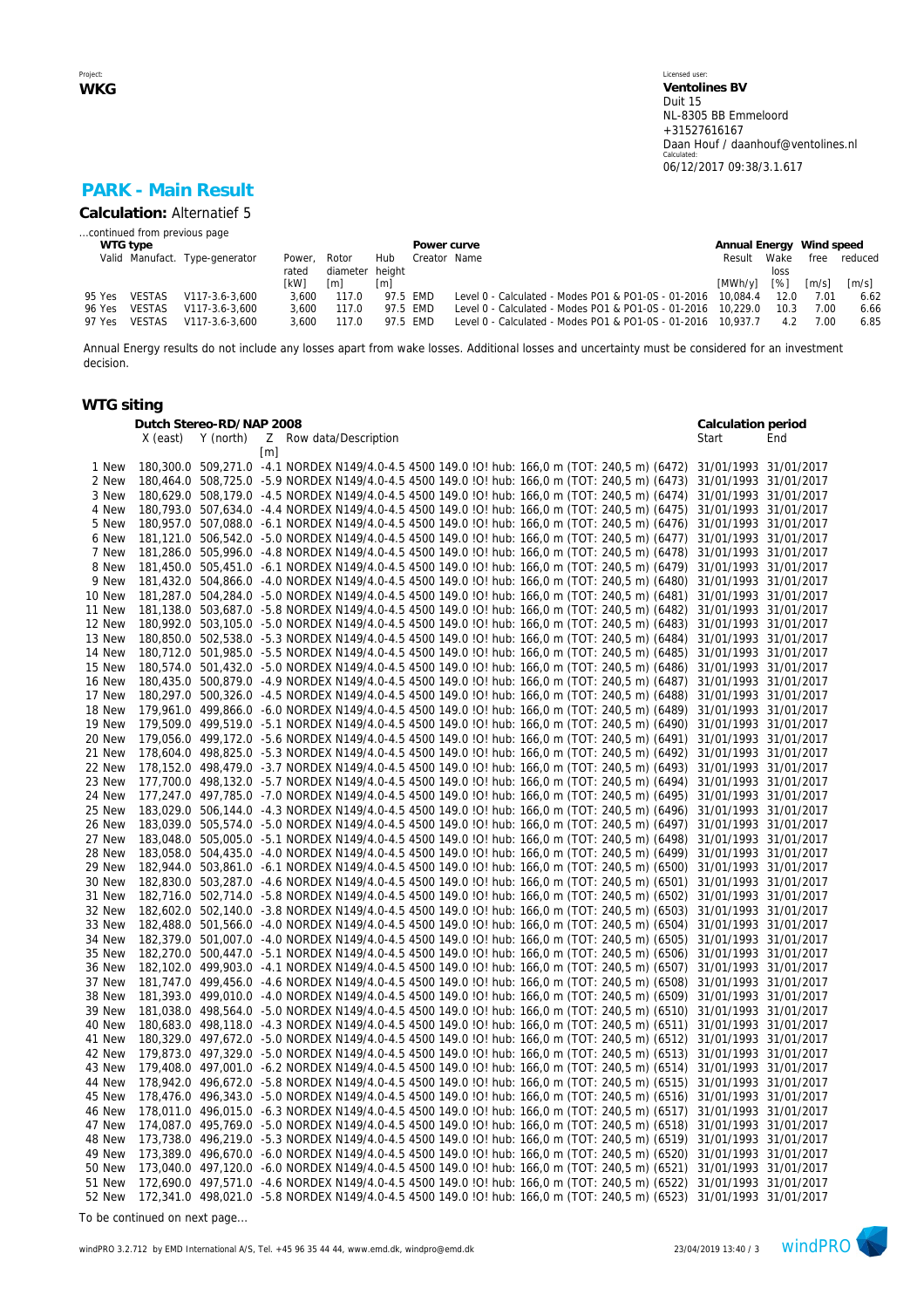## PARK - Main Result

**Calculation:** Alternatief 5

...continued from previous page

| WTG type | | | | | | | Power curve | | Annual Energy | | Wind speed | |
|---|---|---|---|---|---|---|---|---|---|---|---|---|
| | Valid | Manufact. | Type-generator | Power, rated [kW] | Rotor diameter [m] | Hub height [m] | Creator | Name | Result [MWh/y] | Wake loss [%] | free [m/s] | reduced [m/s] |
| 95 | Yes | VESTAS | V117-3.6-3,600 | 3,600 | 117.0 | 97.5 | EMD | Level 0 - Calculated - Modes PO1 & PO1-0S - 01-2016 | 10,084.4 | 12.0 | 7.01 | 6.62 |
| 96 | Yes | VESTAS | V117-3.6-3,600 | 3,600 | 117.0 | 97.5 | EMD | Level 0 - Calculated - Modes PO1 & PO1-0S - 01-2016 | 10,229.0 | 10.3 | 7.00 | 6.66 |
| 97 | Yes | VESTAS | V117-3.6-3,600 | 3,600 | 117.0 | 97.5 | EMD | Level 0 - Calculated - Modes PO1 & PO1-0S - 01-2016 | 10,937.7 | 4.2 | 7.00 | 6.85 |

Annual Energy results do not include any losses apart from wake losses. Additional losses and uncertainty must be considered for an investment decision.

### WTG siting

| | Dutch Stereo-RD/NAP 2008 | | | | Calculation period | |
|---|---|---|---|---|---|---|
| | X (east) | Y (north) | Z [m] | Row data/Description | Start | End |
| 1 New | 180,300.0 | 509,271.0 | -4.1 | NORDEX N149/4.0-4.5 4500 149.0 !O! hub: 166,0 m (TOT: 240,5 m) (6472) | 31/01/1993 | 31/01/2017 |
| 2 New | 180,464.0 | 508,725.0 | -5.9 | NORDEX N149/4.0-4.5 4500 149.0 !O! hub: 166,0 m (TOT: 240,5 m) (6473) | 31/01/1993 | 31/01/2017 |
| 3 New | 180,629.0 | 508,179.0 | -4.5 | NORDEX N149/4.0-4.5 4500 149.0 !O! hub: 166,0 m (TOT: 240,5 m) (6474) | 31/01/1993 | 31/01/2017 |
| 4 New | 180,793.0 | 507,634.0 | -4.4 | NORDEX N149/4.0-4.5 4500 149.0 !O! hub: 166,0 m (TOT: 240,5 m) (6475) | 31/01/1993 | 31/01/2017 |
| 5 New | 180,957.0 | 507,088.0 | -6.1 | NORDEX N149/4.0-4.5 4500 149.0 !O! hub: 166,0 m (TOT: 240,5 m) (6476) | 31/01/1993 | 31/01/2017 |
| 6 New | 181,121.0 | 506,542.0 | -5.0 | NORDEX N149/4.0-4.5 4500 149.0 !O! hub: 166,0 m (TOT: 240,5 m) (6477) | 31/01/1993 | 31/01/2017 |
| 7 New | 181,286.0 | 505,996.0 | -4.8 | NORDEX N149/4.0-4.5 4500 149.0 !O! hub: 166,0 m (TOT: 240,5 m) (6478) | 31/01/1993 | 31/01/2017 |
| 8 New | 181,450.0 | 505,451.0 | -6.1 | NORDEX N149/4.0-4.5 4500 149.0 !O! hub: 166,0 m (TOT: 240,5 m) (6479) | 31/01/1993 | 31/01/2017 |
| 9 New | 181,432.0 | 504,866.0 | -4.0 | NORDEX N149/4.0-4.5 4500 149.0 !O! hub: 166,0 m (TOT: 240,5 m) (6480) | 31/01/1993 | 31/01/2017 |
| 10 New | 181,287.0 | 504,284.0 | -5.0 | NORDEX N149/4.0-4.5 4500 149.0 !O! hub: 166,0 m (TOT: 240,5 m) (6481) | 31/01/1993 | 31/01/2017 |
| 11 New | 181,138.0 | 503,687.0 | -5.8 | NORDEX N149/4.0-4.5 4500 149.0 !O! hub: 166,0 m (TOT: 240,5 m) (6482) | 31/01/1993 | 31/01/2017 |
| 12 New | 180,992.0 | 503,105.0 | -5.0 | NORDEX N149/4.0-4.5 4500 149.0 !O! hub: 166,0 m (TOT: 240,5 m) (6483) | 31/01/1993 | 31/01/2017 |
| 13 New | 180,850.0 | 502,538.0 | -5.3 | NORDEX N149/4.0-4.5 4500 149.0 !O! hub: 166,0 m (TOT: 240,5 m) (6484) | 31/01/1993 | 31/01/2017 |
| 14 New | 180,712.0 | 501,985.0 | -5.5 | NORDEX N149/4.0-4.5 4500 149.0 !O! hub: 166,0 m (TOT: 240,5 m) (6485) | 31/01/1993 | 31/01/2017 |
| 15 New | 180,574.0 | 501,432.0 | -5.0 | NORDEX N149/4.0-4.5 4500 149.0 !O! hub: 166,0 m (TOT: 240,5 m) (6486) | 31/01/1993 | 31/01/2017 |
| 16 New | 180,435.0 | 500,879.0 | -4.9 | NORDEX N149/4.0-4.5 4500 149.0 !O! hub: 166,0 m (TOT: 240,5 m) (6487) | 31/01/1993 | 31/01/2017 |
| 17 New | 180,297.0 | 500,326.0 | -4.5 | NORDEX N149/4.0-4.5 4500 149.0 !O! hub: 166,0 m (TOT: 240,5 m) (6488) | 31/01/1993 | 31/01/2017 |
| 18 New | 179,961.0 | 499,866.0 | -6.0 | NORDEX N149/4.0-4.5 4500 149.0 !O! hub: 166,0 m (TOT: 240,5 m) (6489) | 31/01/1993 | 31/01/2017 |
| 19 New | 179,509.0 | 499,519.0 | -5.1 | NORDEX N149/4.0-4.5 4500 149.0 !O! hub: 166,0 m (TOT: 240,5 m) (6490) | 31/01/1993 | 31/01/2017 |
| 20 New | 179,056.0 | 499,172.0 | -5.6 | NORDEX N149/4.0-4.5 4500 149.0 !O! hub: 166,0 m (TOT: 240,5 m) (6491) | 31/01/1993 | 31/01/2017 |
| 21 New | 178,604.0 | 498,825.0 | -5.3 | NORDEX N149/4.0-4.5 4500 149.0 !O! hub: 166,0 m (TOT: 240,5 m) (6492) | 31/01/1993 | 31/01/2017 |
| 22 New | 178,152.0 | 498,479.0 | -3.7 | NORDEX N149/4.0-4.5 4500 149.0 !O! hub: 166,0 m (TOT: 240,5 m) (6493) | 31/01/1993 | 31/01/2017 |
| 23 New | 177,700.0 | 498,132.0 | -5.7 | NORDEX N149/4.0-4.5 4500 149.0 !O! hub: 166,0 m (TOT: 240,5 m) (6494) | 31/01/1993 | 31/01/2017 |
| 24 New | 177,247.0 | 497,785.0 | -7.0 | NORDEX N149/4.0-4.5 4500 149.0 !O! hub: 166,0 m (TOT: 240,5 m) (6495) | 31/01/1993 | 31/01/2017 |
| 25 New | 183,029.0 | 506,144.0 | -4.3 | NORDEX N149/4.0-4.5 4500 149.0 !O! hub: 166,0 m (TOT: 240,5 m) (6496) | 31/01/1993 | 31/01/2017 |
| 26 New | 183,039.0 | 505,574.0 | -5.0 | NORDEX N149/4.0-4.5 4500 149.0 !O! hub: 166,0 m (TOT: 240,5 m) (6497) | 31/01/1993 | 31/01/2017 |
| 27 New | 183,048.0 | 505,005.0 | -5.1 | NORDEX N149/4.0-4.5 4500 149.0 !O! hub: 166,0 m (TOT: 240,5 m) (6498) | 31/01/1993 | 31/01/2017 |
| 28 New | 183,058.0 | 504,435.0 | -4.0 | NORDEX N149/4.0-4.5 4500 149.0 !O! hub: 166,0 m (TOT: 240,5 m) (6499) | 31/01/1993 | 31/01/2017 |
| 29 New | 182,944.0 | 503,861.0 | -6.1 | NORDEX N149/4.0-4.5 4500 149.0 !O! hub: 166,0 m (TOT: 240,5 m) (6500) | 31/01/1993 | 31/01/2017 |
| 30 New | 182,830.0 | 503,287.0 | -4.6 | NORDEX N149/4.0-4.5 4500 149.0 !O! hub: 166,0 m (TOT: 240,5 m) (6501) | 31/01/1993 | 31/01/2017 |
| 31 New | 182,716.0 | 502,714.0 | -5.8 | NORDEX N149/4.0-4.5 4500 149.0 !O! hub: 166,0 m (TOT: 240,5 m) (6502) | 31/01/1993 | 31/01/2017 |
| 32 New | 182,602.0 | 502,140.0 | -3.8 | NORDEX N149/4.0-4.5 4500 149.0 !O! hub: 166,0 m (TOT: 240,5 m) (6503) | 31/01/1993 | 31/01/2017 |
| 33 New | 182,488.0 | 501,566.0 | -4.0 | NORDEX N149/4.0-4.5 4500 149.0 !O! hub: 166,0 m (TOT: 240,5 m) (6504) | 31/01/1993 | 31/01/2017 |
| 34 New | 182,379.0 | 501,007.0 | -4.0 | NORDEX N149/4.0-4.5 4500 149.0 !O! hub: 166,0 m (TOT: 240,5 m) (6505) | 31/01/1993 | 31/01/2017 |
| 35 New | 182,270.0 | 500,447.0 | -5.1 | NORDEX N149/4.0-4.5 4500 149.0 !O! hub: 166,0 m (TOT: 240,5 m) (6506) | 31/01/1993 | 31/01/2017 |
| 36 New | 182,102.0 | 499,903.0 | -4.1 | NORDEX N149/4.0-4.5 4500 149.0 !O! hub: 166,0 m (TOT: 240,5 m) (6507) | 31/01/1993 | 31/01/2017 |
| 37 New | 181,747.0 | 499,456.0 | -4.6 | NORDEX N149/4.0-4.5 4500 149.0 !O! hub: 166,0 m (TOT: 240,5 m) (6508) | 31/01/1993 | 31/01/2017 |
| 38 New | 181,393.0 | 499,010.0 | -4.0 | NORDEX N149/4.0-4.5 4500 149.0 !O! hub: 166,0 m (TOT: 240,5 m) (6509) | 31/01/1993 | 31/01/2017 |
| 39 New | 181,038.0 | 498,564.0 | -5.0 | NORDEX N149/4.0-4.5 4500 149.0 !O! hub: 166,0 m (TOT: 240,5 m) (6510) | 31/01/1993 | 31/01/2017 |
| 40 New | 180,683.0 | 498,118.0 | -4.3 | NORDEX N149/4.0-4.5 4500 149.0 !O! hub: 166,0 m (TOT: 240,5 m) (6511) | 31/01/1993 | 31/01/2017 |
| 41 New | 180,329.0 | 497,672.0 | -5.0 | NORDEX N149/4.0-4.5 4500 149.0 !O! hub: 166,0 m (TOT: 240,5 m) (6512) | 31/01/1993 | 31/01/2017 |
| 42 New | 179,873.0 | 497,329.0 | -5.0 | NORDEX N149/4.0-4.5 4500 149.0 !O! hub: 166,0 m (TOT: 240,5 m) (6513) | 31/01/1993 | 31/01/2017 |
| 43 New | 179,408.0 | 497,001.0 | -6.2 | NORDEX N149/4.0-4.5 4500 149.0 !O! hub: 166,0 m (TOT: 240,5 m) (6514) | 31/01/1993 | 31/01/2017 |
| 44 New | 178,942.0 | 496,672.0 | -5.8 | NORDEX N149/4.0-4.5 4500 149.0 !O! hub: 166,0 m (TOT: 240,5 m) (6515) | 31/01/1993 | 31/01/2017 |
| 45 New | 178,476.0 | 496,343.0 | -5.0 | NORDEX N149/4.0-4.5 4500 149.0 !O! hub: 166,0 m (TOT: 240,5 m) (6516) | 31/01/1993 | 31/01/2017 |
| 46 New | 178,011.0 | 496,015.0 | -6.3 | NORDEX N149/4.0-4.5 4500 149.0 !O! hub: 166,0 m (TOT: 240,5 m) (6517) | 31/01/1993 | 31/01/2017 |
| 47 New | 174,087.0 | 495,769.0 | -5.0 | NORDEX N149/4.0-4.5 4500 149.0 !O! hub: 166,0 m (TOT: 240,5 m) (6518) | 31/01/1993 | 31/01/2017 |
| 48 New | 173,738.0 | 496,219.0 | -5.3 | NORDEX N149/4.0-4.5 4500 149.0 !O! hub: 166,0 m (TOT: 240,5 m) (6519) | 31/01/1993 | 31/01/2017 |
| 49 New | 173,389.0 | 496,670.0 | -6.0 | NORDEX N149/4.0-4.5 4500 149.0 !O! hub: 166,0 m (TOT: 240,5 m) (6520) | 31/01/1993 | 31/01/2017 |
| 50 New | 173,040.0 | 497,120.0 | -6.0 | NORDEX N149/4.0-4.5 4500 149.0 !O! hub: 166,0 m (TOT: 240,5 m) (6521) | 31/01/1993 | 31/01/2017 |
| 51 New | 172,690.0 | 497,571.0 | -4.6 | NORDEX N149/4.0-4.5 4500 149.0 !O! hub: 166,0 m (TOT: 240,5 m) (6522) | 31/01/1993 | 31/01/2017 |
| 52 New | 172,341.0 | 498,021.0 | -5.8 | NORDEX N149/4.0-4.5 4500 149.0 !O! hub: 166,0 m (TOT: 240,5 m) (6523) | 31/01/1993 | 31/01/2017 |

To be continued on next page...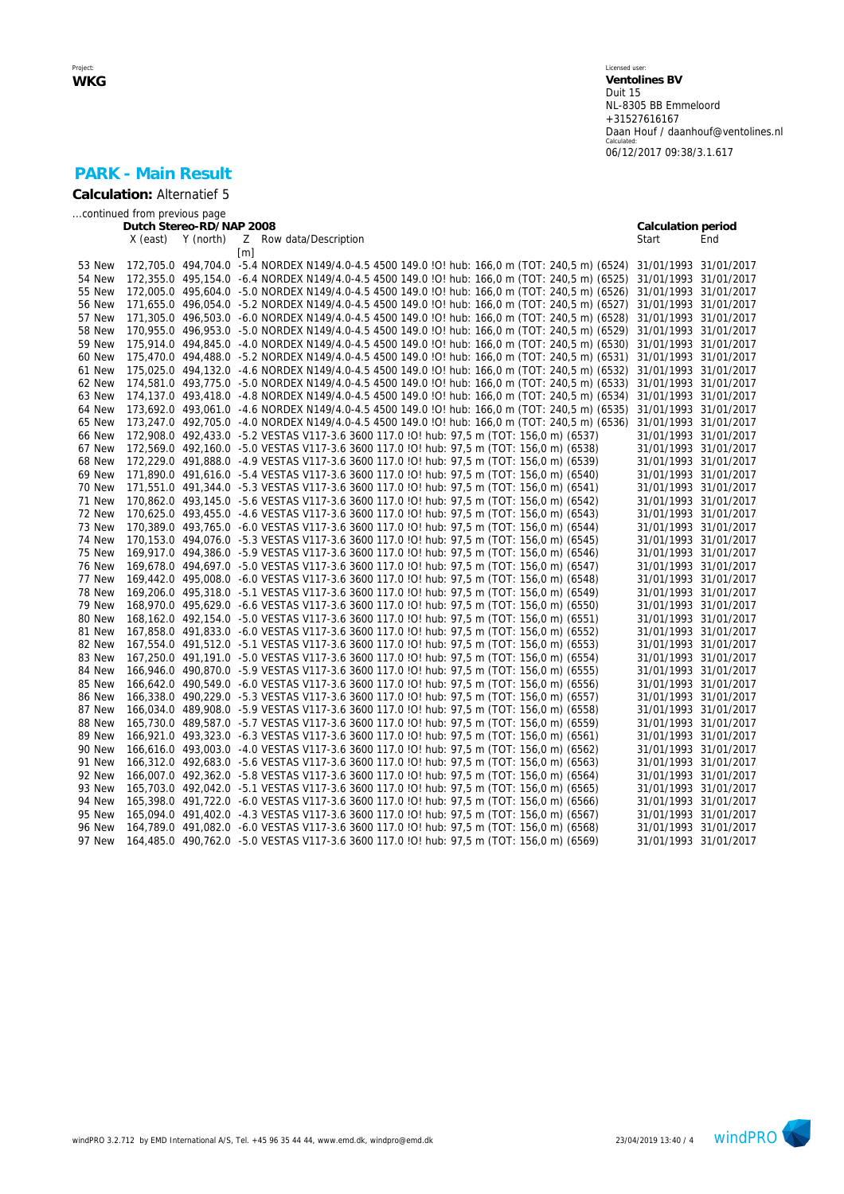## PARK - Main Result

**Calculation:** Alternatief 5

...continued from previous page

| | Dutch Stereo-RD/NAP 2008 | | | | Calculation period | |
|---|---|---|---|---|---|---|
| | X (east) | Y (north) | Z [m] | Row data/Description | Start | End |
| 53 New | 172,705.0 | 494,704.0 | -5.4 | NORDEX N149/4.0-4.5 4500 149.0 !O! hub: 166,0 m (TOT: 240,5 m) (6524) | 31/01/1993 | 31/01/2017 |
| 54 New | 172,355.0 | 495,154.0 | -6.4 | NORDEX N149/4.0-4.5 4500 149.0 !O! hub: 166,0 m (TOT: 240,5 m) (6525) | 31/01/1993 | 31/01/2017 |
| 55 New | 172,005.0 | 495,604.0 | -5.0 | NORDEX N149/4.0-4.5 4500 149.0 !O! hub: 166,0 m (TOT: 240,5 m) (6526) | 31/01/1993 | 31/01/2017 |
| 56 New | 171,655.0 | 496,054.0 | -5.2 | NORDEX N149/4.0-4.5 4500 149.0 !O! hub: 166,0 m (TOT: 240,5 m) (6527) | 31/01/1993 | 31/01/2017 |
| 57 New | 171,305.0 | 496,503.0 | -6.0 | NORDEX N149/4.0-4.5 4500 149.0 !O! hub: 166,0 m (TOT: 240,5 m) (6528) | 31/01/1993 | 31/01/2017 |
| 58 New | 170,955.0 | 496,953.0 | -5.0 | NORDEX N149/4.0-4.5 4500 149.0 !O! hub: 166,0 m (TOT: 240,5 m) (6529) | 31/01/1993 | 31/01/2017 |
| 59 New | 175,914.0 | 494,845.0 | -4.0 | NORDEX N149/4.0-4.5 4500 149.0 !O! hub: 166,0 m (TOT: 240,5 m) (6530) | 31/01/1993 | 31/01/2017 |
| 60 New | 175,470.0 | 494,488.0 | -5.2 | NORDEX N149/4.0-4.5 4500 149.0 !O! hub: 166,0 m (TOT: 240,5 m) (6531) | 31/01/1993 | 31/01/2017 |
| 61 New | 175,025.0 | 494,132.0 | -4.6 | NORDEX N149/4.0-4.5 4500 149.0 !O! hub: 166,0 m (TOT: 240,5 m) (6532) | 31/01/1993 | 31/01/2017 |
| 62 New | 174,581.0 | 493,775.0 | -5.0 | NORDEX N149/4.0-4.5 4500 149.0 !O! hub: 166,0 m (TOT: 240,5 m) (6533) | 31/01/1993 | 31/01/2017 |
| 63 New | 174,137.0 | 493,418.0 | -4.8 | NORDEX N149/4.0-4.5 4500 149.0 !O! hub: 166,0 m (TOT: 240,5 m) (6534) | 31/01/1993 | 31/01/2017 |
| 64 New | 173,692.0 | 493,061.0 | -4.6 | NORDEX N149/4.0-4.5 4500 149.0 !O! hub: 166,0 m (TOT: 240,5 m) (6535) | 31/01/1993 | 31/01/2017 |
| 65 New | 173,247.0 | 492,705.0 | -4.0 | NORDEX N149/4.0-4.5 4500 149.0 !O! hub: 166,0 m (TOT: 240,5 m) (6536) | 31/01/1993 | 31/01/2017 |
| 66 New | 172,908.0 | 492,433.0 | -5.2 | VESTAS V117-3.6 3600 117.0 !O! hub: 97,5 m (TOT: 156,0 m) (6537) | 31/01/1993 | 31/01/2017 |
| 67 New | 172,569.0 | 492,160.0 | -5.0 | VESTAS V117-3.6 3600 117.0 !O! hub: 97,5 m (TOT: 156,0 m) (6538) | 31/01/1993 | 31/01/2017 |
| 68 New | 172,229.0 | 491,888.0 | -4.9 | VESTAS V117-3.6 3600 117.0 !O! hub: 97,5 m (TOT: 156,0 m) (6539) | 31/01/1993 | 31/01/2017 |
| 69 New | 171,890.0 | 491,616.0 | -5.4 | VESTAS V117-3.6 3600 117.0 !O! hub: 97,5 m (TOT: 156,0 m) (6540) | 31/01/1993 | 31/01/2017 |
| 70 New | 171,551.0 | 491,344.0 | -5.3 | VESTAS V117-3.6 3600 117.0 !O! hub: 97,5 m (TOT: 156,0 m) (6541) | 31/01/1993 | 31/01/2017 |
| 71 New | 170,862.0 | 493,145.0 | -5.6 | VESTAS V117-3.6 3600 117.0 !O! hub: 97,5 m (TOT: 156,0 m) (6542) | 31/01/1993 | 31/01/2017 |
| 72 New | 170,625.0 | 493,455.0 | -4.6 | VESTAS V117-3.6 3600 117.0 !O! hub: 97,5 m (TOT: 156,0 m) (6543) | 31/01/1993 | 31/01/2017 |
| 73 New | 170,389.0 | 493,765.0 | -6.0 | VESTAS V117-3.6 3600 117.0 !O! hub: 97,5 m (TOT: 156,0 m) (6544) | 31/01/1993 | 31/01/2017 |
| 74 New | 170,153.0 | 494,076.0 | -5.3 | VESTAS V117-3.6 3600 117.0 !O! hub: 97,5 m (TOT: 156,0 m) (6545) | 31/01/1993 | 31/01/2017 |
| 75 New | 169,917.0 | 494,386.0 | -5.9 | VESTAS V117-3.6 3600 117.0 !O! hub: 97,5 m (TOT: 156,0 m) (6546) | 31/01/1993 | 31/01/2017 |
| 76 New | 169,678.0 | 494,697.0 | -5.0 | VESTAS V117-3.6 3600 117.0 !O! hub: 97,5 m (TOT: 156,0 m) (6547) | 31/01/1993 | 31/01/2017 |
| 77 New | 169,442.0 | 495,008.0 | -6.0 | VESTAS V117-3.6 3600 117.0 !O! hub: 97,5 m (TOT: 156,0 m) (6548) | 31/01/1993 | 31/01/2017 |
| 78 New | 169,206.0 | 495,318.0 | -5.1 | VESTAS V117-3.6 3600 117.0 !O! hub: 97,5 m (TOT: 156,0 m) (6549) | 31/01/1993 | 31/01/2017 |
| 79 New | 168,970.0 | 495,629.0 | -6.6 | VESTAS V117-3.6 3600 117.0 !O! hub: 97,5 m (TOT: 156,0 m) (6550) | 31/01/1993 | 31/01/2017 |
| 80 New | 168,162.0 | 492,154.0 | -5.0 | VESTAS V117-3.6 3600 117.0 !O! hub: 97,5 m (TOT: 156,0 m) (6551) | 31/01/1993 | 31/01/2017 |
| 81 New | 167,858.0 | 491,833.0 | -6.0 | VESTAS V117-3.6 3600 117.0 !O! hub: 97,5 m (TOT: 156,0 m) (6552) | 31/01/1993 | 31/01/2017 |
| 82 New | 167,554.0 | 491,512.0 | -5.1 | VESTAS V117-3.6 3600 117.0 !O! hub: 97,5 m (TOT: 156,0 m) (6553) | 31/01/1993 | 31/01/2017 |
| 83 New | 167,250.0 | 491,191.0 | -5.0 | VESTAS V117-3.6 3600 117.0 !O! hub: 97,5 m (TOT: 156,0 m) (6554) | 31/01/1993 | 31/01/2017 |
| 84 New | 166,946.0 | 490,870.0 | -5.9 | VESTAS V117-3.6 3600 117.0 !O! hub: 97,5 m (TOT: 156,0 m) (6555) | 31/01/1993 | 31/01/2017 |
| 85 New | 166,642.0 | 490,549.0 | -6.0 | VESTAS V117-3.6 3600 117.0 !O! hub: 97,5 m (TOT: 156,0 m) (6556) | 31/01/1993 | 31/01/2017 |
| 86 New | 166,338.0 | 490,229.0 | -5.3 | VESTAS V117-3.6 3600 117.0 !O! hub: 97,5 m (TOT: 156,0 m) (6557) | 31/01/1993 | 31/01/2017 |
| 87 New | 166,034.0 | 489,908.0 | -5.9 | VESTAS V117-3.6 3600 117.0 !O! hub: 97,5 m (TOT: 156,0 m) (6558) | 31/01/1993 | 31/01/2017 |
| 88 New | 165,730.0 | 489,587.0 | -5.7 | VESTAS V117-3.6 3600 117.0 !O! hub: 97,5 m (TOT: 156,0 m) (6559) | 31/01/1993 | 31/01/2017 |
| 89 New | 166,921.0 | 493,323.0 | -6.3 | VESTAS V117-3.6 3600 117.0 !O! hub: 97,5 m (TOT: 156,0 m) (6561) | 31/01/1993 | 31/01/2017 |
| 90 New | 166,616.0 | 493,003.0 | -4.0 | VESTAS V117-3.6 3600 117.0 !O! hub: 97,5 m (TOT: 156,0 m) (6562) | 31/01/1993 | 31/01/2017 |
| 91 New | 166,312.0 | 492,683.0 | -5.6 | VESTAS V117-3.6 3600 117.0 !O! hub: 97,5 m (TOT: 156,0 m) (6563) | 31/01/1993 | 31/01/2017 |
| 92 New | 166,007.0 | 492,362.0 | -5.8 | VESTAS V117-3.6 3600 117.0 !O! hub: 97,5 m (TOT: 156,0 m) (6564) | 31/01/1993 | 31/01/2017 |
| 93 New | 165,703.0 | 492,042.0 | -5.1 | VESTAS V117-3.6 3600 117.0 !O! hub: 97,5 m (TOT: 156,0 m) (6565) | 31/01/1993 | 31/01/2017 |
| 94 New | 165,398.0 | 491,722.0 | -6.0 | VESTAS V117-3.6 3600 117.0 !O! hub: 97,5 m (TOT: 156,0 m) (6566) | 31/01/1993 | 31/01/2017 |
| 95 New | 165,094.0 | 491,402.0 | -4.3 | VESTAS V117-3.6 3600 117.0 !O! hub: 97,5 m (TOT: 156,0 m) (6567) | 31/01/1993 | 31/01/2017 |
| 96 New | 164,789.0 | 491,082.0 | -6.0 | VESTAS V117-3.6 3600 117.0 !O! hub: 97,5 m (TOT: 156,0 m) (6568) | 31/01/1993 | 31/01/2017 |
| 97 New | 164,485.0 | 490,762.0 | -5.0 | VESTAS V117-3.6 3600 117.0 !O! hub: 97,5 m (TOT: 156,0 m) (6569) | 31/01/1993 | 31/01/2017 |